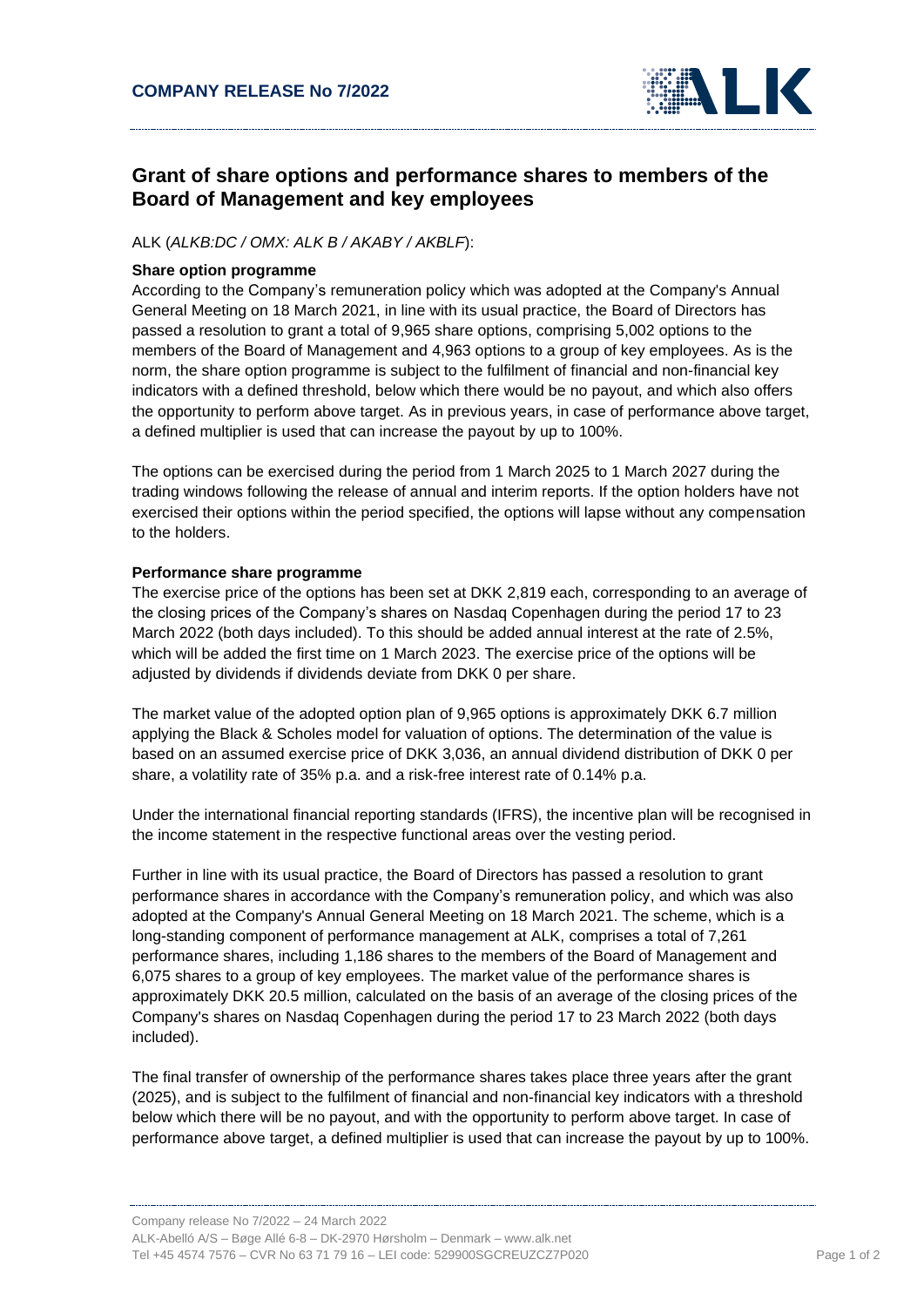**COMPANY RELEASE No 7/2022**

# Grant of share options and performance shares to members of the Board of Management and key employees

ALK (*ALKB:DC / OMX: ALK B / AKABY / AKBLF*):

**Share option programme**

According to the Company's remuneration policy which was adopted at the Company's Annual General Meeting on 18 March 2021, in line with its usual practice, the Board of Directors has passed a resolution to grant a total of 9,965 share options, comprising 5,002 options to the members of the Board of Management and 4,963 options to a group of key employees. As is the norm, the share option programme is subject to the fulfilment of financial and non-financial key indicators with a defined threshold, below which there would be no payout, and which also offers the opportunity to perform above target. As in previous years, in case of performance above target, a defined multiplier is used that can increase the payout by up to 100%.

The options can be exercised during the period from 1 March 2025 to 1 March 2027 during the trading windows following the release of annual and interim reports. If the option holders have not exercised their options within the period specified, the options will lapse without any compensation to the holders.

**Performance share programme**

The exercise price of the options has been set at DKK 2,819 each, corresponding to an average of the closing prices of the Company's shares on Nasdaq Copenhagen during the period 17 to 23 March 2022 (both days included). To this should be added annual interest at the rate of 2.5%, which will be added the first time on 1 March 2023. The exercise price of the options will be adjusted by dividends if dividends deviate from DKK 0 per share.

The market value of the adopted option plan of 9,965 options is approximately DKK 6.7 million applying the Black & Scholes model for valuation of options. The determination of the value is based on an assumed exercise price of DKK 3,036, an annual dividend distribution of DKK 0 per share, a volatility rate of 35% p.a. and a risk-free interest rate of 0.14% p.a.

Under the international financial reporting standards (IFRS), the incentive plan will be recognised in the income statement in the respective functional areas over the vesting period.

Further in line with its usual practice, the Board of Directors has passed a resolution to grant performance shares in accordance with the Company's remuneration policy, and which was also adopted at the Company's Annual General Meeting on 18 March 2021. The scheme, which is a long-standing component of performance management at ALK, comprises a total of 7,261 performance shares, including 1,186 shares to the members of the Board of Management and 6,075 shares to a group of key employees. The market value of the performance shares is approximately DKK 20.5 million, calculated on the basis of an average of the closing prices of the Company's shares on Nasdaq Copenhagen during the period 17 to 23 March 2022 (both days included).

The final transfer of ownership of the performance shares takes place three years after the grant (2025), and is subject to the fulfilment of financial and non-financial key indicators with a threshold below which there will be no payout, and with the opportunity to perform above target. In case of performance above target, a defined multiplier is used that can increase the payout by up to 100%.

Company release No 7/2022 – 24 March 2022
ALK-Abelló A/S – Bøge Allé 6-8 – DK-2970 Hørsholm – Denmark – www.alk.net
Tel +45 4574 7576 – CVR No 63 71 79 16 – LEI code: 529900SGCREUZCZ7P020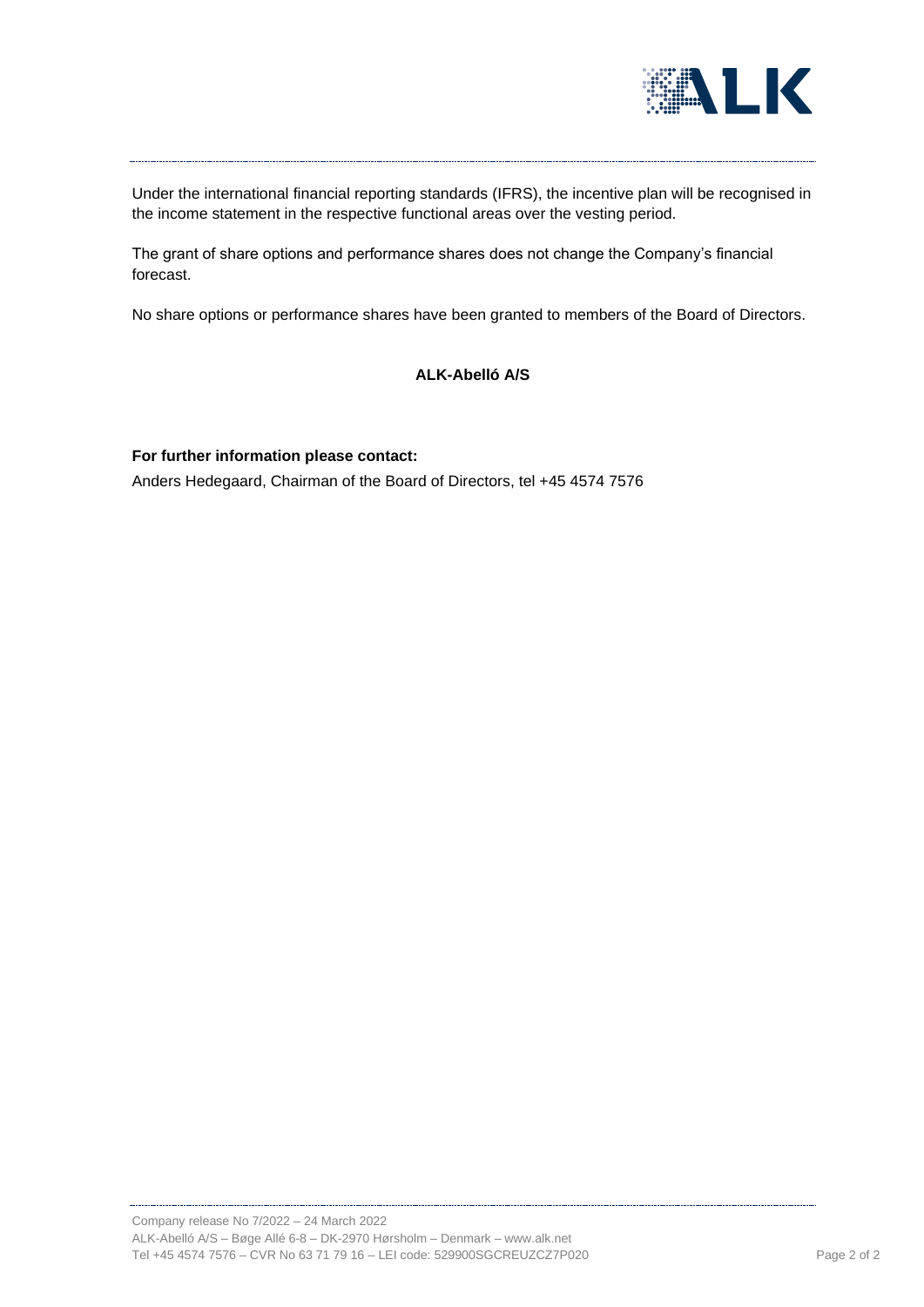Under the international financial reporting standards (IFRS), the incentive plan will be recognised in the income statement in the respective functional areas over the vesting period.

The grant of share options and performance shares does not change the Company's financial forecast.

No share options or performance shares have been granted to members of the Board of Directors.

**ALK-Abelló A/S**

**For further information please contact:**

Anders Hedegaard, Chairman of the Board of Directors, tel +45 4574 7576